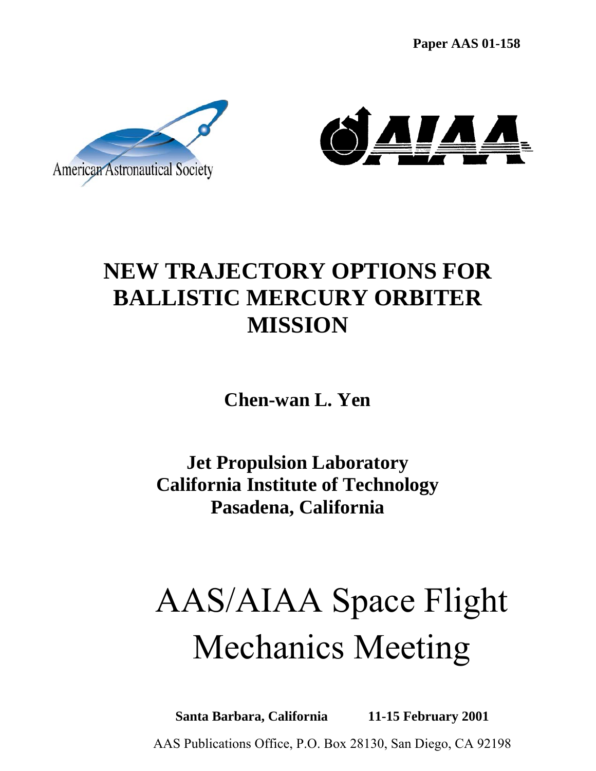**Paper AAS 01-158**

American Astronautical Society

# NEW TRAJECTORY OPTIONS FOR BALLISTIC MERCURY ORBITER MISSION

**Chen-wan L. Yen**

**Jet Propulsion Laboratory**
**California Institute of Technology**
**Pasadena, California**

# AAS/AIAA Space Flight Mechanics Meeting

**Santa Barbara, California 11-15 February 2001**

AAS Publications Office, P.O. Box 28130, San Diego, CA 92198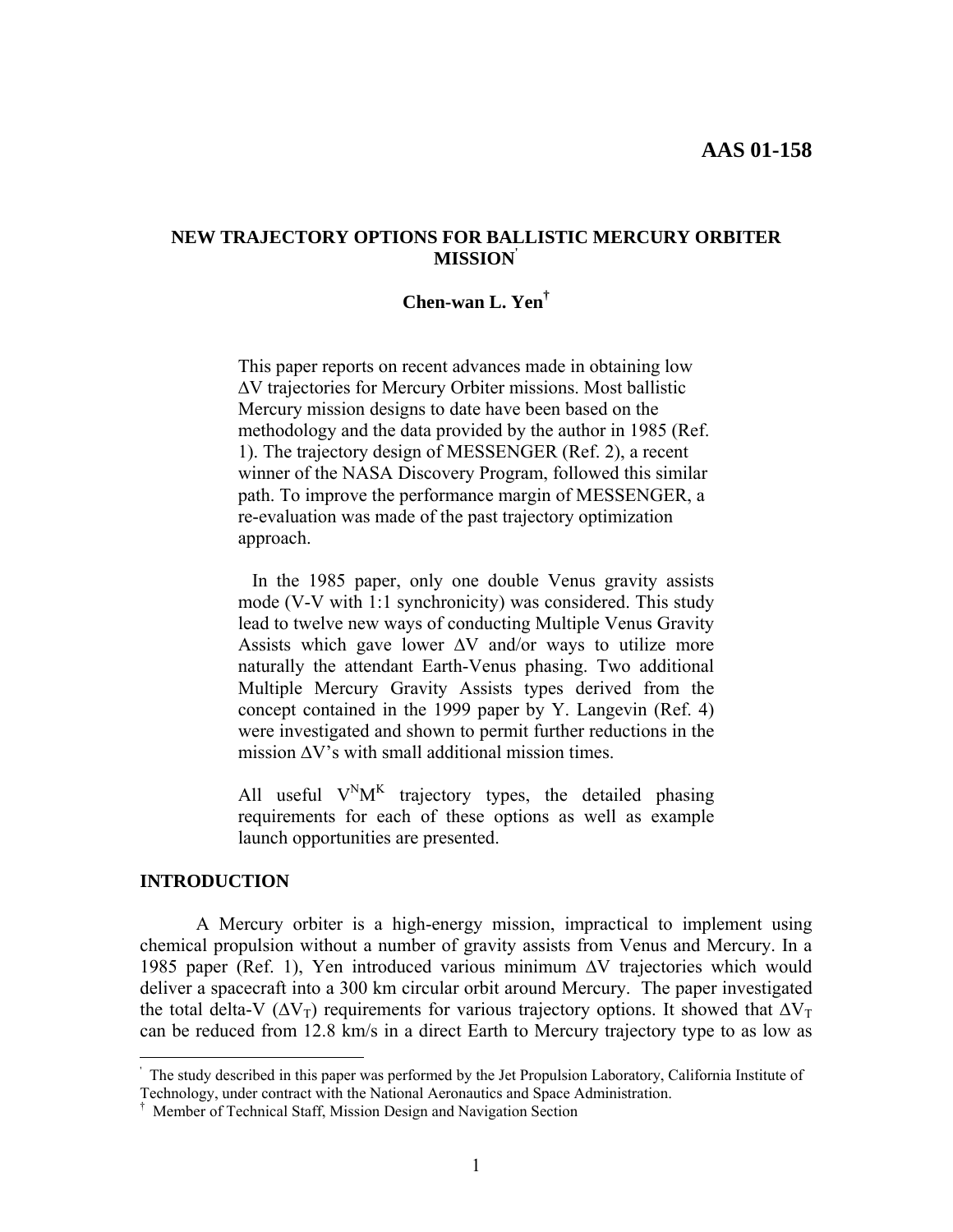# NEW TRAJECTORY OPTIONS FOR BALLISTIC MERCURY ORBITER MISSION[*]

**Chen-wan L. Yen[†]**

This paper reports on recent advances made in obtaining low ΔV trajectories for Mercury Orbiter missions. Most ballistic Mercury mission designs to date have been based on the methodology and the data provided by the author in 1985 (Ref. 1). The trajectory design of MESSENGER (Ref. 2), a recent winner of the NASA Discovery Program, followed this similar path. To improve the performance margin of MESSENGER, a re-evaluation was made of the past trajectory optimization approach.

In the 1985 paper, only one double Venus gravity assists mode (V-V with 1:1 synchronicity) was considered. This study lead to twelve new ways of conducting Multiple Venus Gravity Assists which gave lower ΔV and/or ways to utilize more naturally the attendant Earth-Venus phasing. Two additional Multiple Mercury Gravity Assists types derived from the concept contained in the 1999 paper by Y. Langevin (Ref. 4) were investigated and shown to permit further reductions in the mission ΔV's with small additional mission times.

All useful $V^N M^K$ trajectory types, the detailed phasing requirements for each of these options as well as example launch opportunities are presented.

## INTRODUCTION

A Mercury orbiter is a high-energy mission, impractical to implement using chemical propulsion without a number of gravity assists from Venus and Mercury. In a 1985 paper (Ref. 1), Yen introduced various minimum ΔV trajectories which would deliver a spacecraft into a 300 km circular orbit around Mercury. The paper investigated the total delta-V ($\Delta V_T$) requirements for various trajectory options. It showed that $\Delta V_T$ can be reduced from 12.8 km/s in a direct Earth to Mercury trajectory type to as low as

---

[*] The study described in this paper was performed by the Jet Propulsion Laboratory, California Institute of Technology, under contract with the National Aeronautics and Space Administration.

[†] Member of Technical Staff, Mission Design and Navigation Section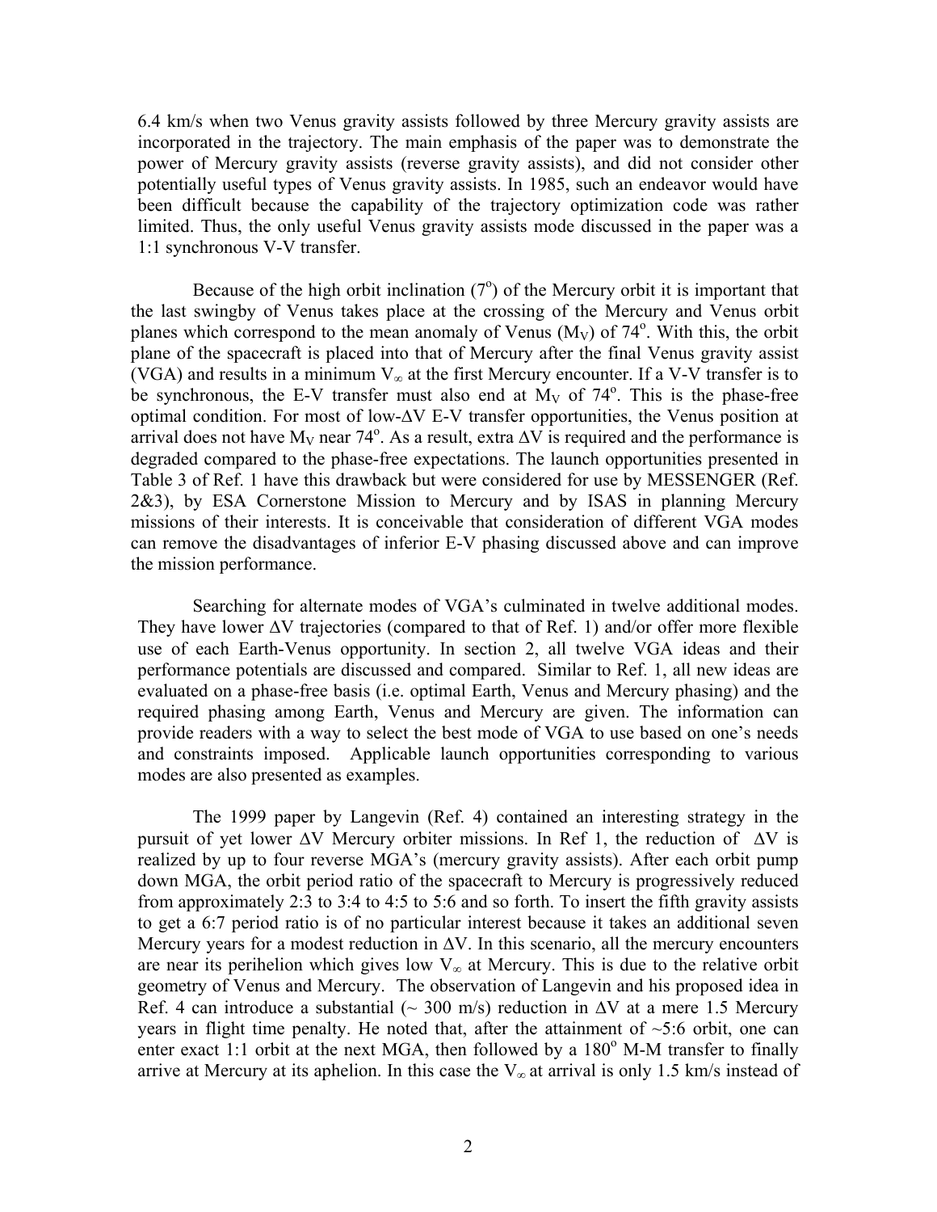6.4 km/s when two Venus gravity assists followed by three Mercury gravity assists are incorporated in the trajectory. The main emphasis of the paper was to demonstrate the power of Mercury gravity assists (reverse gravity assists), and did not consider other potentially useful types of Venus gravity assists. In 1985, such an endeavor would have been difficult because the capability of the trajectory optimization code was rather limited. Thus, the only useful Venus gravity assists mode discussed in the paper was a 1:1 synchronous V-V transfer.

Because of the high orbit inclination ($7^o$) of the Mercury orbit it is important that the last swingby of Venus takes place at the crossing of the Mercury and Venus orbit planes which correspond to the mean anomaly of Venus ($M_V$) of $74^o$. With this, the orbit plane of the spacecraft is placed into that of Mercury after the final Venus gravity assist (VGA) and results in a minimum $V_\infty$ at the first Mercury encounter. If a V-V transfer is to be synchronous, the E-V transfer must also end at $M_V$ of $74^o$. This is the phase-free optimal condition. For most of low-$\Delta V$ E-V transfer opportunities, the Venus position at arrival does not have $M_V$ near $74^o$. As a result, extra $\Delta V$ is required and the performance is degraded compared to the phase-free expectations. The launch opportunities presented in Table 3 of Ref. 1 have this drawback but were considered for use by MESSENGER (Ref. 2&3), by ESA Cornerstone Mission to Mercury and by ISAS in planning Mercury missions of their interests. It is conceivable that consideration of different VGA modes can remove the disadvantages of inferior E-V phasing discussed above and can improve the mission performance.

Searching for alternate modes of VGA's culminated in twelve additional modes. They have lower $\Delta V$ trajectories (compared to that of Ref. 1) and/or offer more flexible use of each Earth-Venus opportunity. In section 2, all twelve VGA ideas and their performance potentials are discussed and compared. Similar to Ref. 1, all new ideas are evaluated on a phase-free basis (i.e. optimal Earth, Venus and Mercury phasing) and the required phasing among Earth, Venus and Mercury are given. The information can provide readers with a way to select the best mode of VGA to use based on one's needs and constraints imposed. Applicable launch opportunities corresponding to various modes are also presented as examples.

The 1999 paper by Langevin (Ref. 4) contained an interesting strategy in the pursuit of yet lower $\Delta V$ Mercury orbiter missions. In Ref 1, the reduction of $\Delta V$ is realized by up to four reverse MGA's (mercury gravity assists). After each orbit pump down MGA, the orbit period ratio of the spacecraft to Mercury is progressively reduced from approximately 2:3 to 3:4 to 4:5 to 5:6 and so forth. To insert the fifth gravity assists to get a 6:7 period ratio is of no particular interest because it takes an additional seven Mercury years for a modest reduction in $\Delta V$. In this scenario, all the mercury encounters are near its perihelion which gives low $V_\infty$ at Mercury. This is due to the relative orbit geometry of Venus and Mercury. The observation of Langevin and his proposed idea in Ref. 4 can introduce a substantial (~ 300 m/s) reduction in $\Delta V$ at a mere 1.5 Mercury years in flight time penalty. He noted that, after the attainment of ~5:6 orbit, one can enter exact 1:1 orbit at the next MGA, then followed by a $180^o$ M-M transfer to finally arrive at Mercury at its aphelion. In this case the $V_\infty$ at arrival is only 1.5 km/s instead of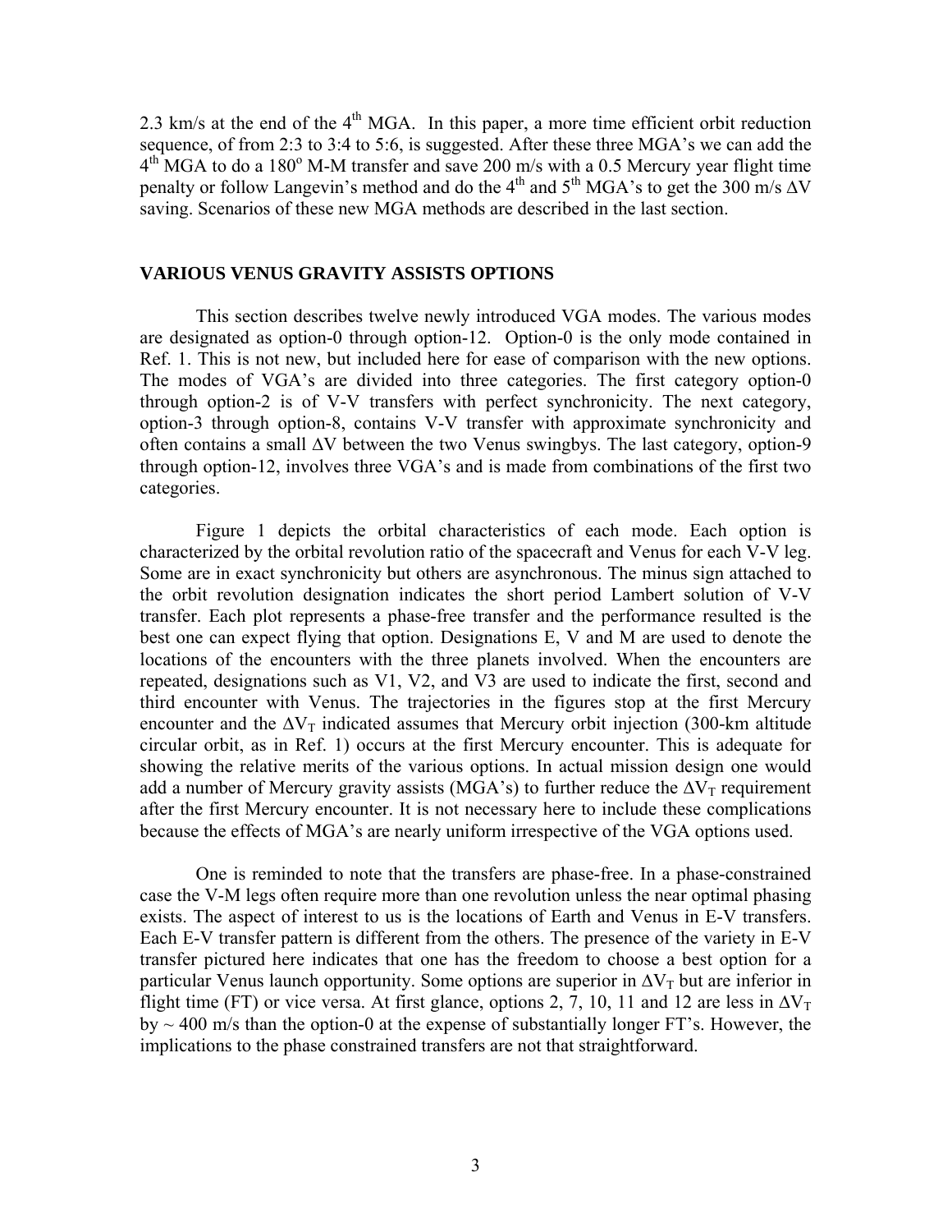2.3 km/s at the end of the 4th MGA. In this paper, a more time efficient orbit reduction sequence, of from 2:3 to 3:4 to 5:6, is suggested. After these three MGA's we can add the 4th MGA to do a 180° M-M transfer and save 200 m/s with a 0.5 Mercury year flight time penalty or follow Langevin's method and do the 4th and 5th MGA's to get the 300 m/s $\Delta V$ saving. Scenarios of these new MGA methods are described in the last section.

## VARIOUS VENUS GRAVITY ASSISTS OPTIONS

This section describes twelve newly introduced VGA modes. The various modes are designated as option-0 through option-12. Option-0 is the only mode contained in Ref. 1. This is not new, but included here for ease of comparison with the new options. The modes of VGA's are divided into three categories. The first category option-0 through option-2 is of V-V transfers with perfect synchronicity. The next category, option-3 through option-8, contains V-V transfer with approximate synchronicity and often contains a small $\Delta V$ between the two Venus swingbys. The last category, option-9 through option-12, involves three VGA's and is made from combinations of the first two categories.

Figure 1 depicts the orbital characteristics of each mode. Each option is characterized by the orbital revolution ratio of the spacecraft and Venus for each V-V leg. Some are in exact synchronicity but others are asynchronous. The minus sign attached to the orbit revolution designation indicates the short period Lambert solution of V-V transfer. Each plot represents a phase-free transfer and the performance resulted is the best one can expect flying that option. Designations E, V and M are used to denote the locations of the encounters with the three planets involved. When the encounters are repeated, designations such as V1, V2, and V3 are used to indicate the first, second and third encounter with Venus. The trajectories in the figures stop at the first Mercury encounter and the $\Delta V_T$ indicated assumes that Mercury orbit injection (300-km altitude circular orbit, as in Ref. 1) occurs at the first Mercury encounter. This is adequate for showing the relative merits of the various options. In actual mission design one would add a number of Mercury gravity assists (MGA's) to further reduce the $\Delta V_T$ requirement after the first Mercury encounter. It is not necessary here to include these complications because the effects of MGA's are nearly uniform irrespective of the VGA options used.

One is reminded to note that the transfers are phase-free. In a phase-constrained case the V-M legs often require more than one revolution unless the near optimal phasing exists. The aspect of interest to us is the locations of Earth and Venus in E-V transfers. Each E-V transfer pattern is different from the others. The presence of the variety in E-V transfer pictured here indicates that one has the freedom to choose a best option for a particular Venus launch opportunity. Some options are superior in $\Delta V_T$ but are inferior in flight time (FT) or vice versa. At first glance, options 2, 7, 10, 11 and 12 are less in $\Delta V_T$ by ~ 400 m/s than the option-0 at the expense of substantially longer FT's. However, the implications to the phase constrained transfers are not that straightforward.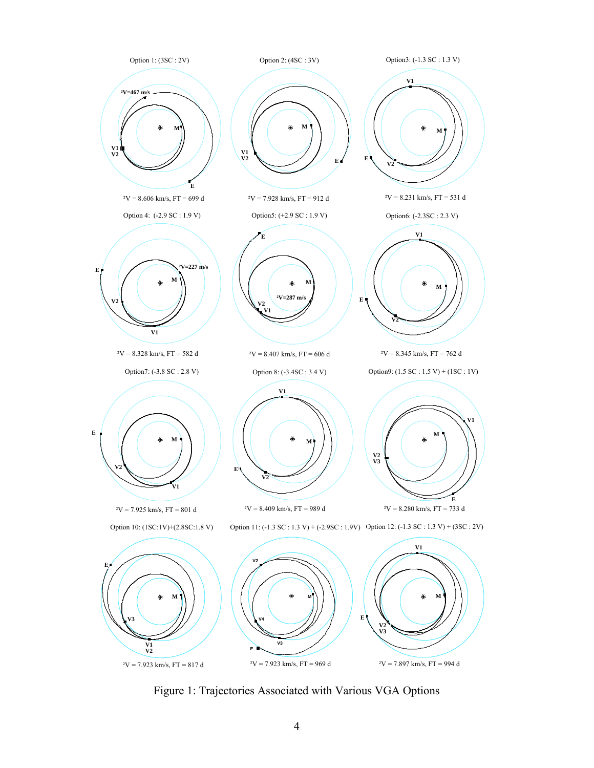Option 1: (3SC : 2V)

ΔV = 8.606 km/s, FT = 699 d

Option 2: (4SC : 3V)

ΔV = 7.928 km/s, FT = 912 d

Option3: (-1.3 SC : 1.3 V)

ΔV = 8.231 km/s, FT = 531 d

Option 4: (-2.9 SC : 1.9 V)

ΔV = 8.328 km/s, FT = 582 d

Option5: (+2.9 SC : 1.9 V)

ΔV = 8.407 km/s, FT = 606 d

Option6: (-2.3SC : 2.3 V)

ΔV = 8.345 km/s, FT = 762 d

Option7: (-3.8 SC : 2.8 V)

ΔV = 7.925 km/s, FT = 801 d

Option 8: (-3.4SC : 3.4 V)

ΔV = 8.409 km/s, FT = 989 d

Option9: (1.5 SC : 1.5 V) + (1SC : 1V)

ΔV = 8.280 km/s, FT = 733 d

Option 10: (1SC:1V)+(2.8SC:1.8 V)

ΔV = 7.923 km/s, FT = 817 d

Option 11: (-1.3 SC : 1.3 V) + (-2.9SC : 1.9V)

ΔV = 7.923 km/s, FT = 969 d

Option 12: (-1.3 SC : 1.3 V) + (3SC : 2V)

ΔV = 7.897 km/s, FT = 994 d

Figure 1: Trajectories Associated with Various VGA Options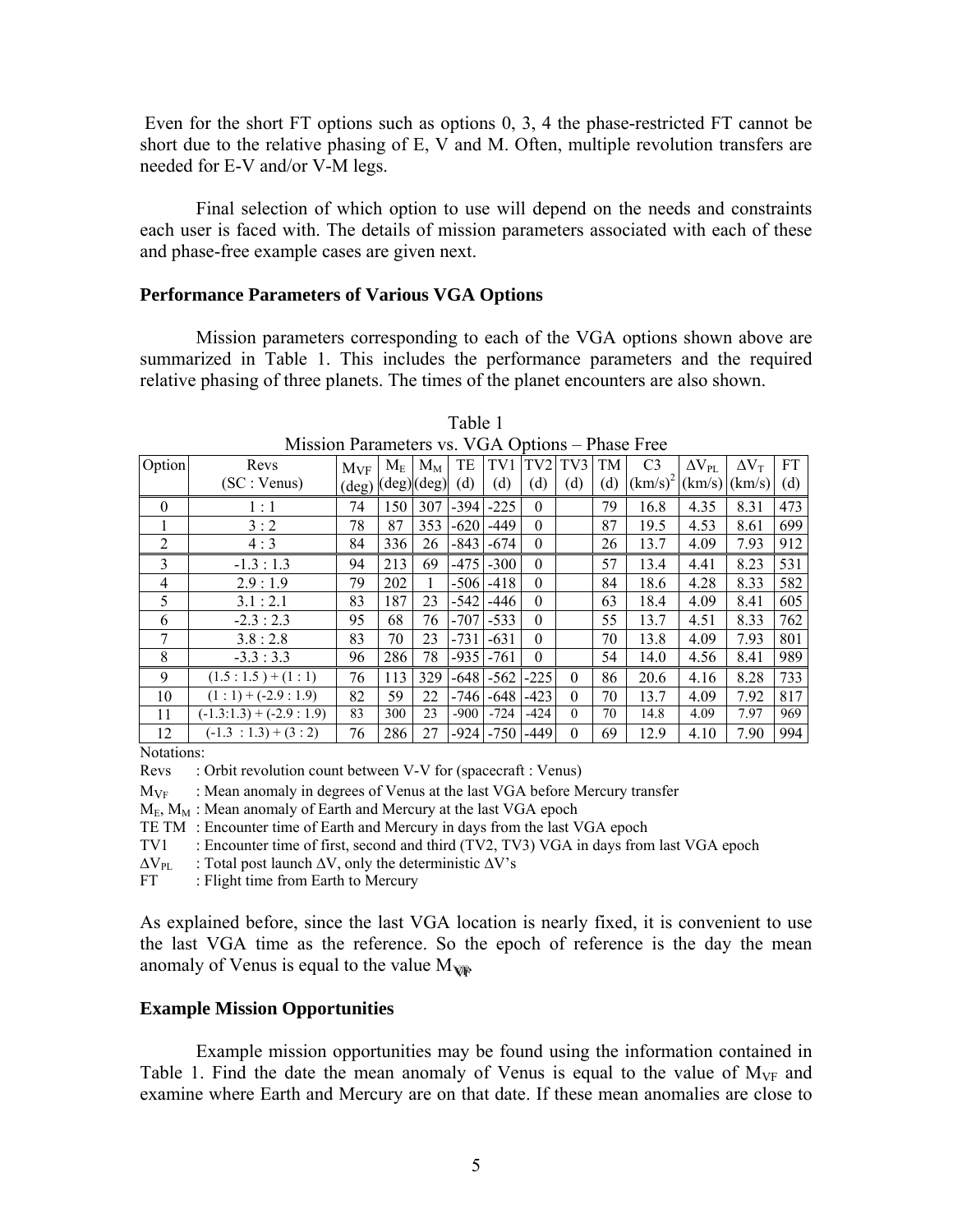Even for the short FT options such as options 0, 3, 4 the phase-restricted FT cannot be short due to the relative phasing of E, V and M. Often, multiple revolution transfers are needed for E-V and/or V-M legs.

Final selection of which option to use will depend on the needs and constraints each user is faced with. The details of mission parameters associated with each of these and phase-free example cases are given next.

### Performance Parameters of Various VGA Options

Mission parameters corresponding to each of the VGA options shown above are summarized in Table 1. This includes the performance parameters and the required relative phasing of three planets. The times of the planet encounters are also shown.

Table 1
Mission Parameters vs. VGA Options – Phase Free

| Option | Revs (SC : Venus) | $M_{VF}$ (deg) | $M_E$ (deg) | $M_M$ (deg) | TE (d) | TV1 (d) | TV2 (d) | TV3 (d) | TM (d) | C3 $(km/s)^2$ | $\Delta V_{PL}$ (km/s) | $\Delta V_T$ (km/s) | FT (d) |
|---|---|---|---|---|---|---|---|---|---|---|---|---|---|
| 0 | 1 : 1 | 74 | 150 | 307 | -394 | -225 | 0 | | 79 | 16.8 | 4.35 | 8.31 | 473 |
| 1 | 3 : 2 | 78 | 87 | 353 | -620 | -449 | 0 | | 87 | 19.5 | 4.53 | 8.61 | 699 |
| 2 | 4 : 3 | 84 | 336 | 26 | -843 | -674 | 0 | | 26 | 13.7 | 4.09 | 7.93 | 912 |
| 3 | -1.3 : 1.3 | 94 | 213 | 69 | -475 | -300 | 0 | | 57 | 13.4 | 4.41 | 8.23 | 531 |
| 4 | 2.9 : 1.9 | 79 | 202 | 1 | -506 | -418 | 0 | | 84 | 18.6 | 4.28 | 8.33 | 582 |
| 5 | 3.1 : 2.1 | 83 | 187 | 23 | -542 | -446 | 0 | | 63 | 18.4 | 4.09 | 8.41 | 605 |
| 6 | -2.3 : 2.3 | 95 | 68 | 76 | -707 | -533 | 0 | | 55 | 13.7 | 4.51 | 8.33 | 762 |
| 7 | 3.8 : 2.8 | 83 | 70 | 23 | -731 | -631 | 0 | | 70 | 13.8 | 4.09 | 7.93 | 801 |
| 8 | -3.3 : 3.3 | 96 | 286 | 78 | -935 | -761 | 0 | | 54 | 14.0 | 4.56 | 8.41 | 989 |
| 9 | (1.5 : 1.5 ) + (1 : 1) | 76 | 113 | 329 | -648 | -562 | -225 | 0 | 86 | 20.6 | 4.16 | 8.28 | 733 |
| 10 | ( 1 : 1) + (-2.9 : 1.9) | 82 | 59 | 22 | -746 | -648 | -423 | 0 | 70 | 13.7 | 4.09 | 7.92 | 817 |
| 11 | (-1.3:1.3) + (-2.9 : 1.9) | 83 | 300 | 23 | -900 | -724 | -424 | 0 | 70 | 14.8 | 4.09 | 7.97 | 969 |
| 12 | (-1.3 : 1.3) + (3 : 2) | 76 | 286 | 27 | -924 | -750 | -449 | 0 | 69 | 12.9 | 4.10 | 7.90 | 994 |

Notations:

Revs : Orbit revolution count between V-V for (spacecraft : Venus)

$M_{VF}$ : Mean anomaly in degrees of Venus at the last VGA before Mercury transfer

$M_E$, $M_M$ : Mean anomaly of Earth and Mercury at the last VGA epoch

TE TM : Encounter time of Earth and Mercury in days from the last VGA epoch

TV1 : Encounter time of first, second and third (TV2, TV3) VGA in days from last VGA epoch

$\Delta V_{PL}$ : Total post launch $\Delta V$, only the deterministic $\Delta V$'s

FT : Flight time from Earth to Mercury

As explained before, since the last VGA location is nearly fixed, it is convenient to use the last VGA time as the reference. So the epoch of reference is the day the mean anomaly of Venus is equal to the value $M_{VF}$.

### Example Mission Opportunities

Example mission opportunities may be found using the information contained in Table 1. Find the date the mean anomaly of Venus is equal to the value of $M_{VF}$ and examine where Earth and Mercury are on that date. If these mean anomalies are close to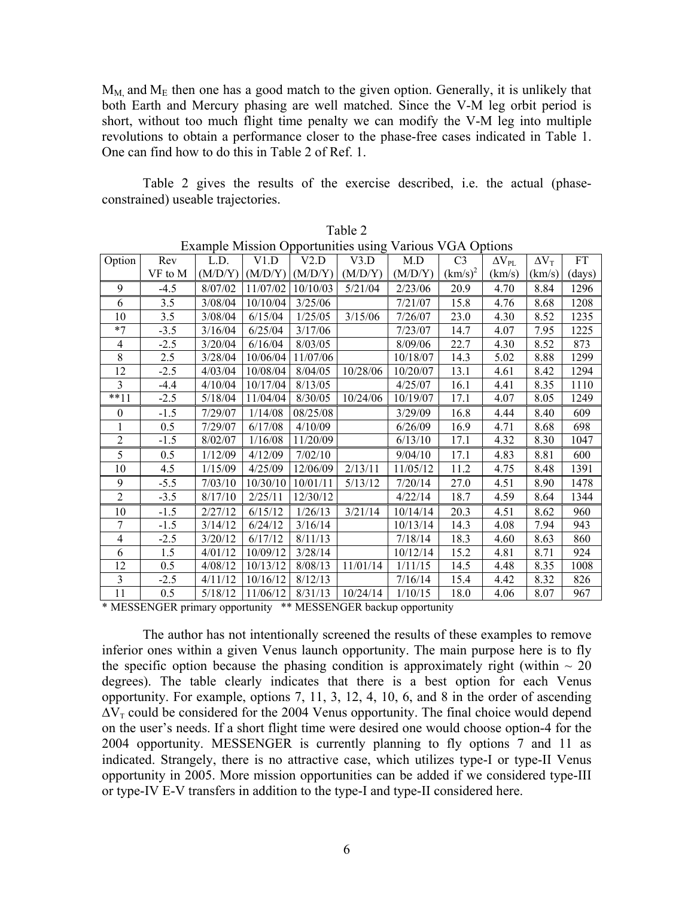$M_M$ and $M_E$ then one has a good match to the given option. Generally, it is unlikely that both Earth and Mercury phasing are well matched. Since the V-M leg orbit period is short, without too much flight time penalty we can modify the V-M leg into multiple revolutions to obtain a performance closer to the phase-free cases indicated in Table 1. One can find how to do this in Table 2 of Ref. 1.

Table 2 gives the results of the exercise described, i.e. the actual (phase-constrained) useable trajectories.

Table 2
Example Mission Opportunities using Various VGA Options

| Option | Rev VF to M | L.D. (M/D/Y) | V1.D (M/D/Y) | V2.D (M/D/Y) | V3.D (M/D/Y) | M.D (M/D/Y) | C3 $(km/s)^2$ | $\Delta V_{PL}$ (km/s) | $\Delta V_T$ (km/s) | FT (days) |
|---|---|---|---|---|---|---|---|---|---|---|
| 9 | -4.5 | 8/07/02 | 11/07/02 | 10/10/03 | 5/21/04 | 2/23/06 | 20.9 | 4.70 | 8.84 | 1296 |
| 6 | 3.5 | 3/08/04 | 10/10/04 | 3/25/06 | | 7/21/07 | 15.8 | 4.76 | 8.68 | 1208 |
| 10 | 3.5 | 3/08/04 | 6/15/04 | 1/25/05 | 3/15/06 | 7/26/07 | 23.0 | 4.30 | 8.52 | 1235 |
| *7 | -3.5 | 3/16/04 | 6/25/04 | 3/17/06 | | 7/23/07 | 14.7 | 4.07 | 7.95 | 1225 |
| 4 | -2.5 | 3/20/04 | 6/16/04 | 8/03/05 | | 8/09/06 | 22.7 | 4.30 | 8.52 | 873 |
| 8 | 2.5 | 3/28/04 | 10/06/04 | 11/07/06 | | 10/18/07 | 14.3 | 5.02 | 8.88 | 1299 |
| 12 | -2.5 | 4/03/04 | 10/08/04 | 8/04/05 | 10/28/06 | 10/20/07 | 13.1 | 4.61 | 8.42 | 1294 |
| 3 | -4.4 | 4/10/04 | 10/17/04 | 8/13/05 | | 4/25/07 | 16.1 | 4.41 | 8.35 | 1110 |
| **11 | -2.5 | 5/18/04 | 11/04/04 | 8/30/05 | 10/24/06 | 10/19/07 | 17.1 | 4.07 | 8.05 | 1249 |
| 0 | -1.5 | 7/29/07 | 1/14/08 | 08/25/08 | | 3/29/09 | 16.8 | 4.44 | 8.40 | 609 |
| 1 | 0.5 | 7/29/07 | 6/17/08 | 4/10/09 | | 6/26/09 | 16.9 | 4.71 | 8.68 | 698 |
| 2 | -1.5 | 8/02/07 | 1/16/08 | 11/20/09 | | 6/13/10 | 17.1 | 4.32 | 8.30 | 1047 |
| 5 | 0.5 | 1/12/09 | 4/12/09 | 7/02/10 | | 9/04/10 | 17.1 | 4.83 | 8.81 | 600 |
| 10 | 4.5 | 1/15/09 | 4/25/09 | 12/06/09 | 2/13/11 | 11/05/12 | 11.2 | 4.75 | 8.48 | 1391 |
| 9 | -5.5 | 7/03/10 | 10/30/10 | 10/01/11 | 5/13/12 | 7/20/14 | 27.0 | 4.51 | 8.90 | 1478 |
| 2 | -3.5 | 8/17/10 | 2/25/11 | 12/30/12 | | 4/22/14 | 18.7 | 4.59 | 8.64 | 1344 |
| 10 | -1.5 | 2/27/12 | 6/15/12 | 1/26/13 | 3/21/14 | 10/14/14 | 20.3 | 4.51 | 8.62 | 960 |
| 7 | -1.5 | 3/14/12 | 6/24/12 | 3/16/14 | | 10/13/14 | 14.3 | 4.08 | 7.94 | 943 |
| 4 | -2.5 | 3/20/12 | 6/17/12 | 8/11/13 | | 7/18/14 | 18.3 | 4.60 | 8.63 | 860 |
| 6 | 1.5 | 4/01/12 | 10/09/12 | 3/28/14 | | 10/12/14 | 15.2 | 4.81 | 8.71 | 924 |
| 12 | 0.5 | 4/08/12 | 10/13/12 | 8/08/13 | 11/01/14 | 1/11/15 | 14.5 | 4.48 | 8.35 | 1008 |
| 3 | -2.5 | 4/11/12 | 10/16/12 | 8/12/13 | | 7/16/14 | 15.4 | 4.42 | 8.32 | 826 |
| 11 | 0.5 | 5/18/12 | 11/06/12 | 8/31/13 | 10/24/14 | 1/10/15 | 18.0 | 4.06 | 8.07 | 967 |

\* MESSENGER primary opportunity ** MESSENGER backup opportunity

The author has not intentionally screened the results of these examples to remove inferior ones within a given Venus launch opportunity. The main purpose here is to fly the specific option because the phasing condition is approximately right (within ~ 20 degrees). The table clearly indicates that there is a best option for each Venus opportunity. For example, options 7, 11, 3, 12, 4, 10, 6, and 8 in the order of ascending $\Delta V_T$ could be considered for the 2004 Venus opportunity. The final choice would depend on the user's needs. If a short flight time were desired one would choose option-4 for the 2004 opportunity. MESSENGER is currently planning to fly options 7 and 11 as indicated. Strangely, there is no attractive case, which utilizes type-I or type-II Venus opportunity in 2005. More mission opportunities can be added if we considered type-III or type-IV E-V transfers in addition to the type-I and type-II considered here.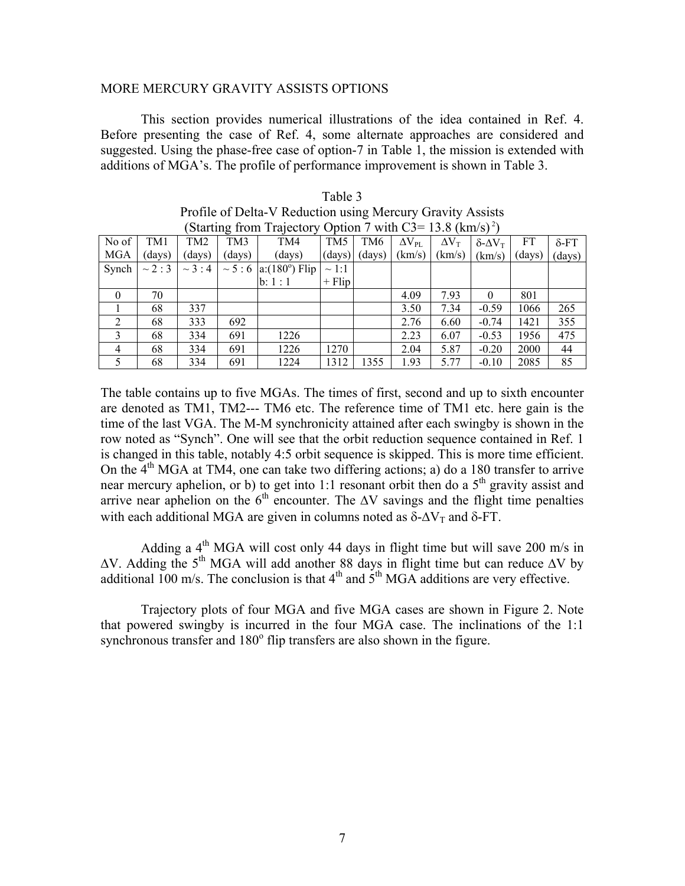MORE MERCURY GRAVITY ASSISTS OPTIONS

This section provides numerical illustrations of the idea contained in Ref. 4. Before presenting the case of Ref. 4, some alternate approaches are considered and suggested. Using the phase-free case of option-7 in Table 1, the mission is extended with additions of MGA's. The profile of performance improvement is shown in Table 3.

Table 3
Profile of Delta-V Reduction using Mercury Gravity Assists
(Starting from Trajectory Option 7 with C3= 13.8 (km/s)$^2$)

| No of MGA | TM1 (days) | TM2 (days) | TM3 (days) | TM4 (days) | TM5 (days) | TM6 (days) | $\Delta V_{PL}$ (km/s) | $\Delta V_T$ (km/s) | $\delta$-$\Delta V_T$ (km/s) | FT (days) | $\delta$-FT (days) |
|---|---|---|---|---|---|---|---|---|---|---|---|
| Synch | ~ 2 : 3 | ~ 3 : 4 | ~ 5 : 6 | a:(180$^o$) Flip b: 1 : 1 | ~ 1:1 + Flip | | | | | | |
| 0 | 70 | | | | | | 4.09 | 7.93 | 0 | 801 | |
| 1 | 68 | 337 | | | | | 3.50 | 7.34 | -0.59 | 1066 | 265 |
| 2 | 68 | 333 | 692 | | | | 2.76 | 6.60 | -0.74 | 1421 | 355 |
| 3 | 68 | 334 | 691 | 1226 | | | 2.23 | 6.07 | -0.53 | 1956 | 475 |
| 4 | 68 | 334 | 691 | 1226 | 1270 | | 2.04 | 5.87 | -0.20 | 2000 | 44 |
| 5 | 68 | 334 | 691 | 1224 | 1312 | 1355 | 1.93 | 5.77 | -0.10 | 2085 | 85 |

The table contains up to five MGAs. The times of first, second and up to sixth encounter are denoted as TM1, TM2--- TM6 etc. The reference time of TM1 etc. here gain is the time of the last VGA. The M-M synchronicity attained after each swingby is shown in the row noted as "Synch". One will see that the orbit reduction sequence contained in Ref. 1 is changed in this table, notably 4:5 orbit sequence is skipped. This is more time efficient. On the 4$^{th}$ MGA at TM4, one can take two differing actions; a) do a 180 transfer to arrive near mercury aphelion, or b) to get into 1:1 resonant orbit then do a 5$^{th}$ gravity assist and arrive near aphelion on the 6$^{th}$ encounter. The $\Delta V$ savings and the flight time penalties with each additional MGA are given in columns noted as $\delta$-$\Delta V_T$ and $\delta$-FT.

Adding a 4$^{th}$ MGA will cost only 44 days in flight time but will save 200 m/s in $\Delta V$. Adding the 5$^{th}$ MGA will add another 88 days in flight time but can reduce $\Delta V$ by additional 100 m/s. The conclusion is that 4$^{th}$ and 5$^{th}$ MGA additions are very effective.

Trajectory plots of four MGA and five MGA cases are shown in Figure 2. Note that powered swingby is incurred in the four MGA case. The inclinations of the 1:1 synchronous transfer and 180$^o$ flip transfers are also shown in the figure.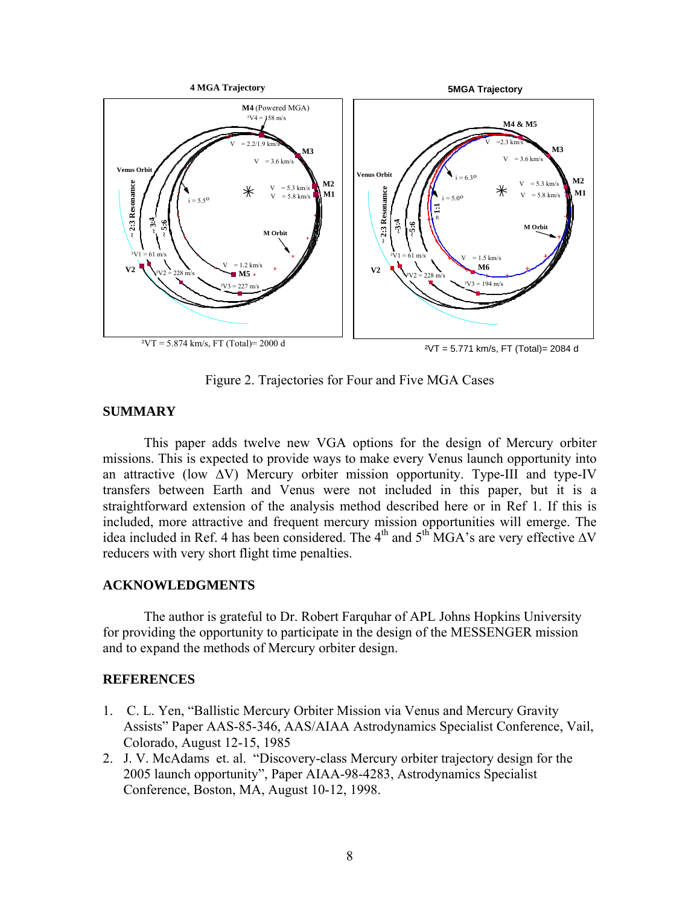Figure 2. Trajectories for Four and Five MGA Cases

## SUMMARY

This paper adds twelve new VGA options for the design of Mercury orbiter missions. This is expected to provide ways to make every Venus launch opportunity into an attractive (low ΔV) Mercury orbiter mission opportunity. Type-III and type-IV transfers between Earth and Venus were not included in this paper, but it is a straightforward extension of the analysis method described here or in Ref 1. If this is included, more attractive and frequent mercury mission opportunities will emerge. The idea included in Ref. 4 has been considered. The $4^{th}$ and $5^{th}$ MGA's are very effective ΔV reducers with very short flight time penalties.

## ACKNOWLEDGMENTS

The author is grateful to Dr. Robert Farquhar of APL Johns Hopkins University for providing the opportunity to participate in the design of the MESSENGER mission and to expand the methods of Mercury orbiter design.

## REFERENCES

1. C. L. Yen, "Ballistic Mercury Orbiter Mission via Venus and Mercury Gravity Assists" Paper AAS-85-346, AAS/AIAA Astrodynamics Specialist Conference, Vail, Colorado, August 12-15, 1985
2. J. V. McAdams et. al. "Discovery-class Mercury orbiter trajectory design for the 2005 launch opportunity", Paper AIAA-98-4283, Astrodynamics Specialist Conference, Boston, MA, August 10-12, 1998.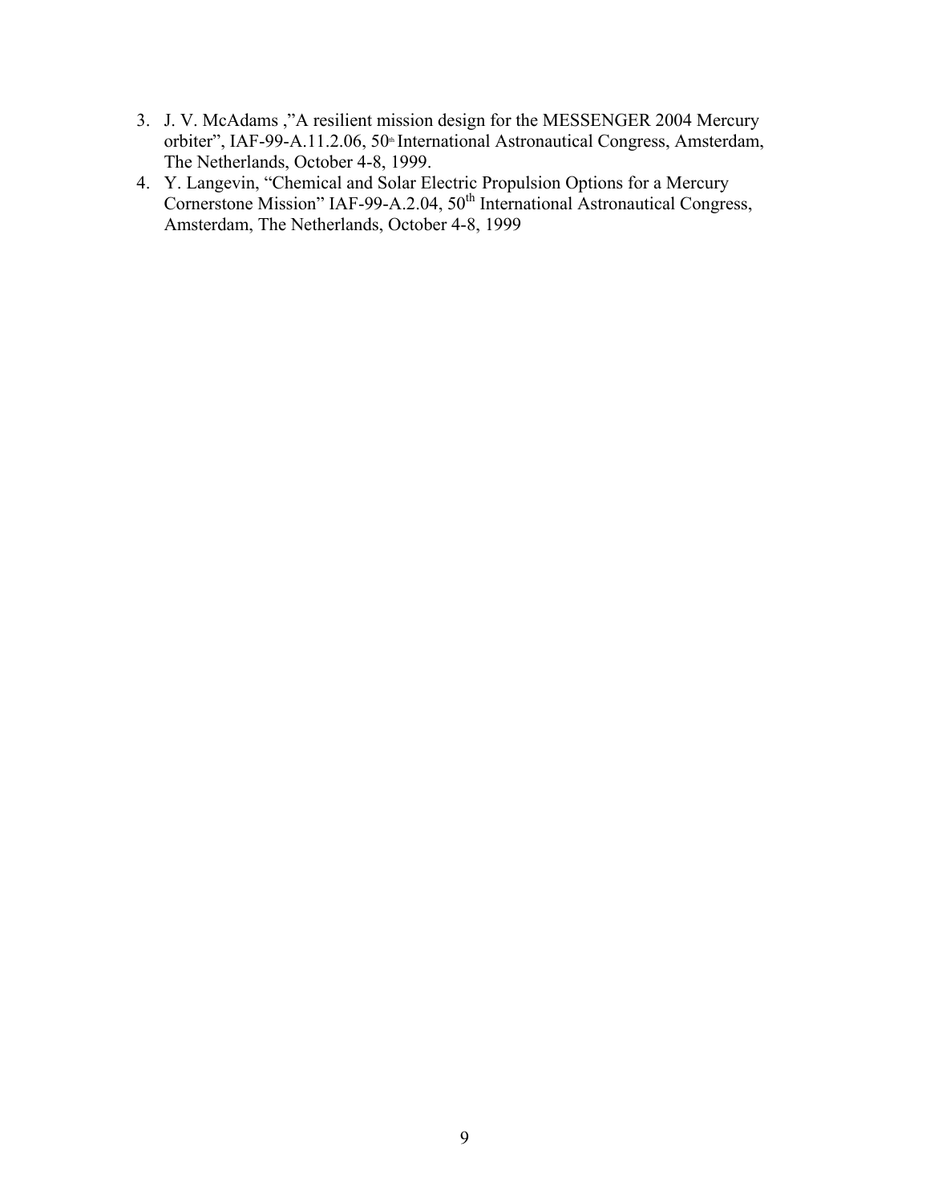3. J. V. McAdams ,"A resilient mission design for the MESSENGER 2004 Mercury orbiter", IAF-99-A.11.2.06, 50th International Astronautical Congress, Amsterdam, The Netherlands, October 4-8, 1999.
4. Y. Langevin, "Chemical and Solar Electric Propulsion Options for a Mercury Cornerstone Mission" IAF-99-A.2.04, 50th International Astronautical Congress, Amsterdam, The Netherlands, October 4-8, 1999